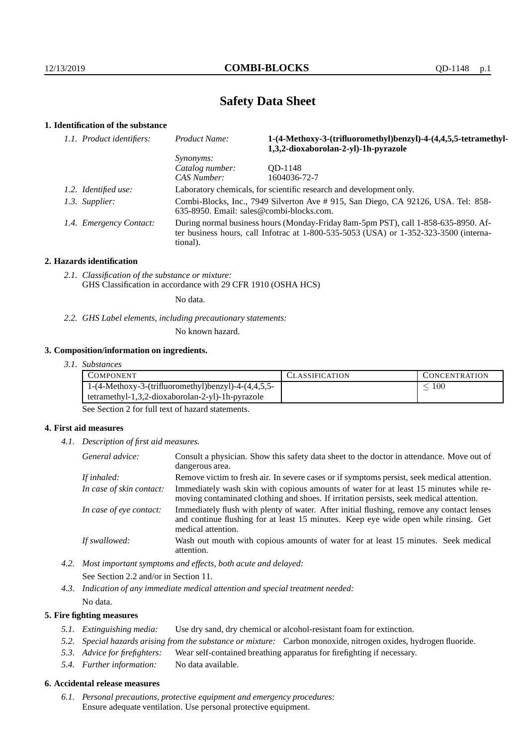# Safety Data Sheet

## 1. Identification of the substance

*1.1. Product identifiers:*

| | |
|---|---|
| *Product Name:* | **1-(4-Methoxy-3-(trifluoromethyl)benzyl)-4-(4,4,5,5-tetramethyl-1,3,2-dioxaborolan-2-yl)-1h-pyrazole** |
| *Synonyms:* | |
| *Catalog number:* | QD-1148 |
| *CAS Number:* | 1604036-72-7 |

*1.2. Identified use:* Laboratory chemicals, for scientific research and development only.

*1.3. Supplier:* Combi-Blocks, Inc., 7949 Silverton Ave # 915, San Diego, CA 92126, USA. Tel: 858-635-8950. Email: sales@combi-blocks.com.

*1.4. Emergency Contact:* During normal business hours (Monday-Friday 8am-5pm PST), call 1-858-635-8950. After business hours, call Infotrac at 1-800-535-5053 (USA) or 1-352-323-3500 (international).

## 2. Hazards identification

*2.1. Classification of the substance or mixture:*
GHS Classification in accordance with 29 CFR 1910 (OSHA HCS)

No data.

*2.2. GHS Label elements, including precautionary statements:*

No known hazard.

## 3. Composition/information on ingredients.

*3.1. Substances*

| COMPONENT | CLASSIFICATION | CONCENTRATION |
|---|---|---|
| 1-(4-Methoxy-3-(trifluoromethyl)benzyl)-4-(4,4,5,5-tetramethyl-1,3,2-dioxaborolan-2-yl)-1h-pyrazole | | $\leq 100$ |

See Section 2 for full text of hazard statements.

## 4. First aid measures

*4.1. Description of first aid measures.*

*General advice:* Consult a physician. Show this safety data sheet to the doctor in attendance. Move out of dangerous area.

*If inhaled:* Remove victim to fresh air. In severe cases or if symptoms persist, seek medical attention.

*In case of skin contact:* Immediately wash skin with copious amounts of water for at least 15 minutes while removing contaminated clothing and shoes. If irritation persists, seek medical attention.

*In case of eye contact:* Immediately flush with plenty of water. After initial flushing, remove any contact lenses and continue flushing for at least 15 minutes. Keep eye wide open while rinsing. Get medical attention.

*If swallowed:* Wash out mouth with copious amounts of water for at least 15 minutes. Seek medical attention.

*4.2. Most important symptoms and effects, both acute and delayed:*

See Section 2.2 and/or in Section 11.

*4.3. Indication of any immediate medical attention and special treatment needed:*

No data.

## 5. Fire fighting measures

*5.1. Extinguishing media:* Use dry sand, dry chemical or alcohol-resistant foam for extinction.

*5.2. Special hazards arising from the substance or mixture:* Carbon monoxide, nitrogen oxides, hydrogen fluoride.

*5.3. Advice for firefighters:* Wear self-contained breathing apparatus for firefighting if necessary.

*5.4. Further information:* No data available.

## 6. Accidental release measures

*6.1. Personal precautions, protective equipment and emergency procedures:*
Ensure adequate ventilation. Use personal protective equipment.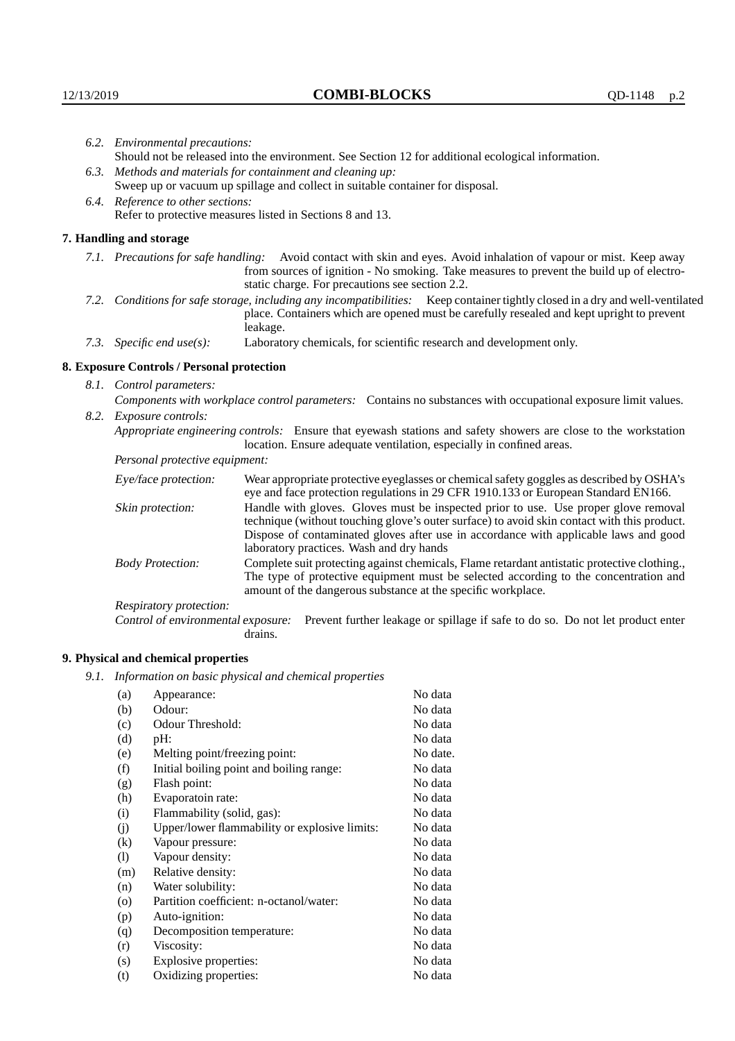*6.2. Environmental precautions:*
Should not be released into the environment. See Section 12 for additional ecological information.

*6.3. Methods and materials for containment and cleaning up:*
Sweep up or vacuum up spillage and collect in suitable container for disposal.

*6.4. Reference to other sections:*
Refer to protective measures listed in Sections 8 and 13.

## 7. Handling and storage

*7.1. Precautions for safe handling:* Avoid contact with skin and eyes. Avoid inhalation of vapour or mist. Keep away from sources of ignition - No smoking. Take measures to prevent the build up of electrostatic charge. For precautions see section 2.2.

*7.2. Conditions for safe storage, including any incompatibilities:* Keep container tightly closed in a dry and well-ventilated place. Containers which are opened must be carefully resealed and kept upright to prevent leakage.

*7.3. Specific end use(s):* Laboratory chemicals, for scientific research and development only.

## 8. Exposure Controls / Personal protection

*8.1. Control parameters:*
*Components with workplace control parameters:* Contains no substances with occupational exposure limit values.

*8.2. Exposure controls:*
*Appropriate engineering controls:* Ensure that eyewash stations and safety showers are close to the workstation location. Ensure adequate ventilation, especially in confined areas.

*Personal protective equipment:*

*Eye/face protection:* Wear appropriate protective eyeglasses or chemical safety goggles as described by OSHA's eye and face protection regulations in 29 CFR 1910.133 or European Standard EN166.

*Skin protection:* Handle with gloves. Gloves must be inspected prior to use. Use proper glove removal technique (without touching glove's outer surface) to avoid skin contact with this product. Dispose of contaminated gloves after use in accordance with applicable laws and good laboratory practices. Wash and dry hands

*Body Protection:* Complete suit protecting against chemicals, Flame retardant antistatic protective clothing., The type of protective equipment must be selected according to the concentration and amount of the dangerous substance at the specific workplace.

*Respiratory protection:*

*Control of environmental exposure:* Prevent further leakage or spillage if safe to do so. Do not let product enter drains.

## 9. Physical and chemical properties

*9.1. Information on basic physical and chemical properties*

| | | |
|---|---|---|
| (a) | Appearance: | No data |
| (b) | Odour: | No data |
| (c) | Odour Threshold: | No data |
| (d) | pH: | No data |
| (e) | Melting point/freezing point: | No date. |
| (f) | Initial boiling point and boiling range: | No data |
| (g) | Flash point: | No data |
| (h) | Evaporatoin rate: | No data |
| (i) | Flammability (solid, gas): | No data |
| (j) | Upper/lower flammability or explosive limits: | No data |
| (k) | Vapour pressure: | No data |
| (l) | Vapour density: | No data |
| (m) | Relative density: | No data |
| (n) | Water solubility: | No data |
| (o) | Partition coefficient: n-octanol/water: | No data |
| (p) | Auto-ignition: | No data |
| (q) | Decomposition temperature: | No data |
| (r) | Viscosity: | No data |
| (s) | Explosive properties: | No data |
| (t) | Oxidizing properties: | No data |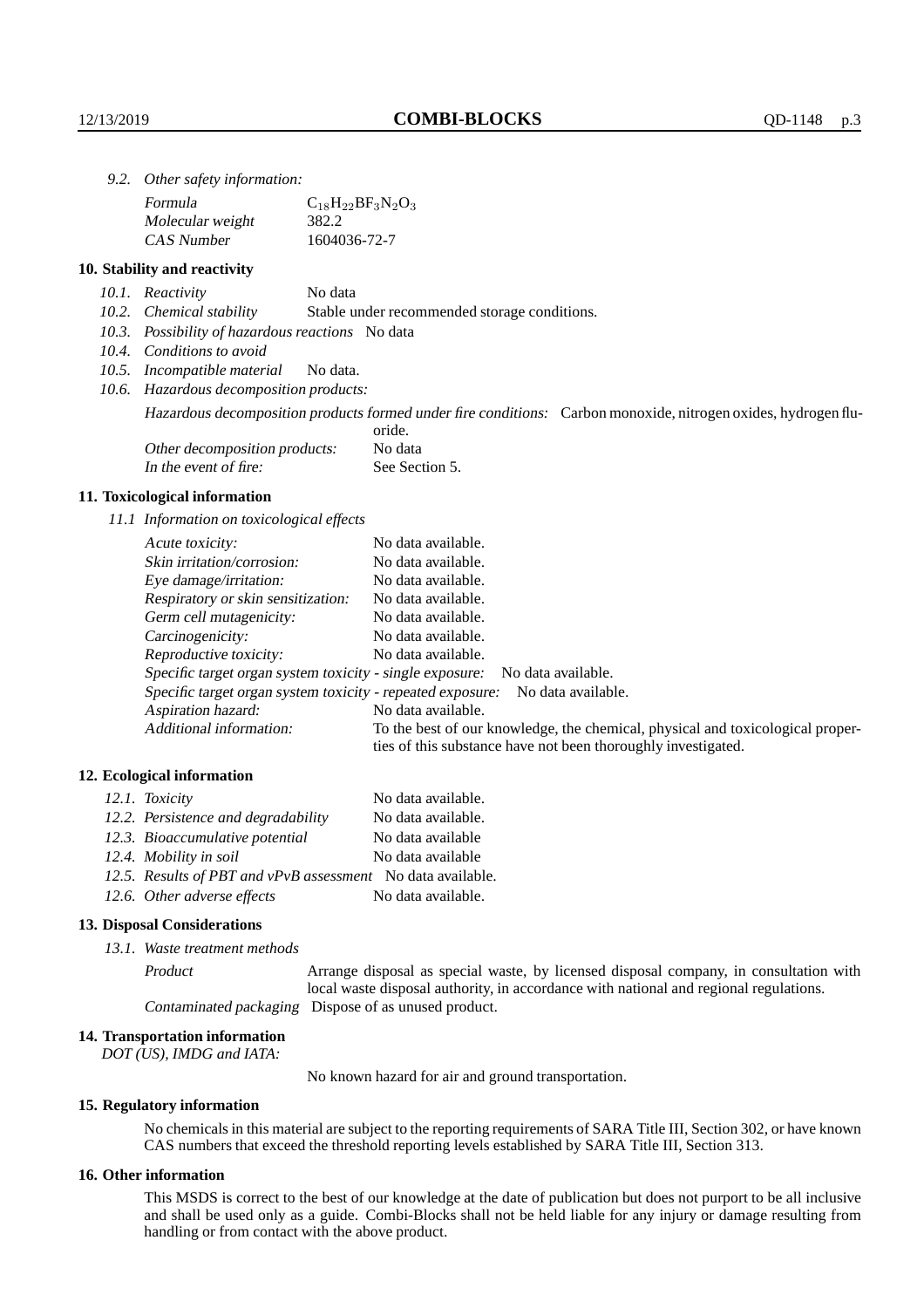*9.2. Other safety information:*

| | |
|---|---|
| *Formula* | $C_{18}H_{22}BF_3N_2O_3$ |
| *Molecular weight* | 382.2 |
| *CAS Number* | 1604036-72-7 |

## 10. Stability and reactivity

*10.1. Reactivity* No data

*10.2. Chemical stability* Stable under recommended storage conditions.

*10.3. Possibility of hazardous reactions* No data

*10.4. Conditions to avoid*

*10.5. Incompatible material* No data.

*10.6. Hazardous decomposition products:*

*Hazardous decomposition products formed under fire conditions:* Carbon monoxide, nitrogen oxides, hydrogen fluoride.

| | |
|---|---|
| *Other decomposition products:* | No data |
| *In the event of fire:* | See Section 5. |

## 11. Toxicological information

*11.1 Information on toxicological effects*

| | |
|---|---|
| *Acute toxicity:* | No data available. |
| *Skin irritation/corrosion:* | No data available. |
| *Eye damage/irritation:* | No data available. |
| *Respiratory or skin sensitization:* | No data available. |
| *Germ cell mutagenicity:* | No data available. |
| *Carcinogenicity:* | No data available. |
| *Reproductive toxicity:* | No data available. |
| *Specific target organ system toxicity - single exposure:* | No data available. |
| *Specific target organ system toxicity - repeated exposure:* | No data available. |
| *Aspiration hazard:* | No data available. |
| *Additional information:* | To the best of our knowledge, the chemical, physical and toxicological properties of this substance have not been thoroughly investigated. |

## 12. Ecological information

| | |
|---|---|
| *12.1. Toxicity* | No data available. |
| *12.2. Persistence and degradability* | No data available. |
| *12.3. Bioaccumulative potential* | No data available |
| *12.4. Mobility in soil* | No data available |
| *12.5. Results of PBT and vPvB assessment* | No data available. |
| *12.6. Other adverse effects* | No data available. |

## 13. Disposal Considerations

*13.1. Waste treatment methods*

| | |
|---|---|
| *Product* | Arrange disposal as special waste, by licensed disposal company, in consultation with local waste disposal authority, in accordance with national and regional regulations. |
| *Contaminated packaging* | Dispose of as unused product. |

## 14. Transportation information

*DOT (US), IMDG and IATA:*

No known hazard for air and ground transportation.

## 15. Regulatory information

No chemicals in this material are subject to the reporting requirements of SARA Title III, Section 302, or have known CAS numbers that exceed the threshold reporting levels established by SARA Title III, Section 313.

## 16. Other information

This MSDS is correct to the best of our knowledge at the date of publication but does not purport to be all inclusive and shall be used only as a guide. Combi-Blocks shall not be held liable for any injury or damage resulting from handling or from contact with the above product.